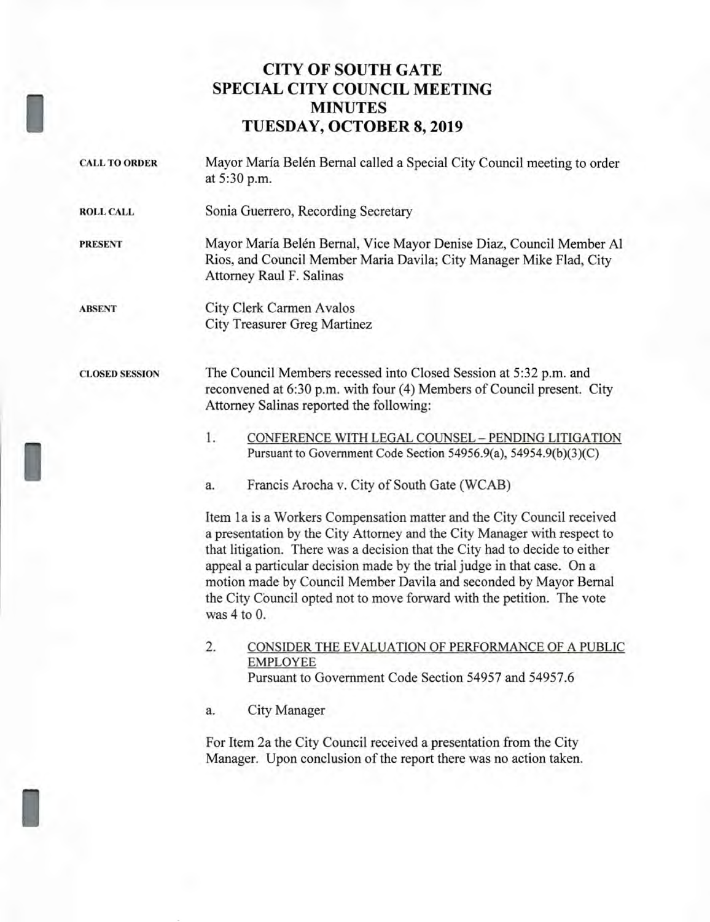# CITY OF SOUTH GATE
# SPECIAL CITY COUNCIL MEETING
# MINUTES
# TUESDAY, OCTOBER 8, 2019

**CALL TO ORDER**

Mayor María Belén Bernal called a Special City Council meeting to order at 5:30 p.m.

**ROLL CALL**

Sonia Guerrero, Recording Secretary

**PRESENT**

Mayor María Belén Bernal, Vice Mayor Denise Diaz, Council Member Al Rios, and Council Member Maria Davila; City Manager Mike Flad, City Attorney Raul F. Salinas

**ABSENT**

City Clerk Carmen Avalos
City Treasurer Greg Martinez

**CLOSED SESSION**

The Council Members recessed into Closed Session at 5:32 p.m. and reconvened at 6:30 p.m. with four (4) Members of Council present. City Attorney Salinas reported the following:

1. CONFERENCE WITH LEGAL COUNSEL – PENDING LITIGATION
   Pursuant to Government Code Section 54956.9(a), 54954.9(b)(3)(C)

   a. Francis Arocha v. City of South Gate (WCAB)

Item 1a is a Workers Compensation matter and the City Council received a presentation by the City Attorney and the City Manager with respect to that litigation. There was a decision that the City had to decide to either appeal a particular decision made by the trial judge in that case. On a motion made by Council Member Davila and seconded by Mayor Bernal the City Council opted not to move forward with the petition. The vote was 4 to 0.

2. CONSIDER THE EVALUATION OF PERFORMANCE OF A PUBLIC EMPLOYEE
   Pursuant to Government Code Section 54957 and 54957.6

   a. City Manager

For Item 2a the City Council received a presentation from the City Manager. Upon conclusion of the report there was no action taken.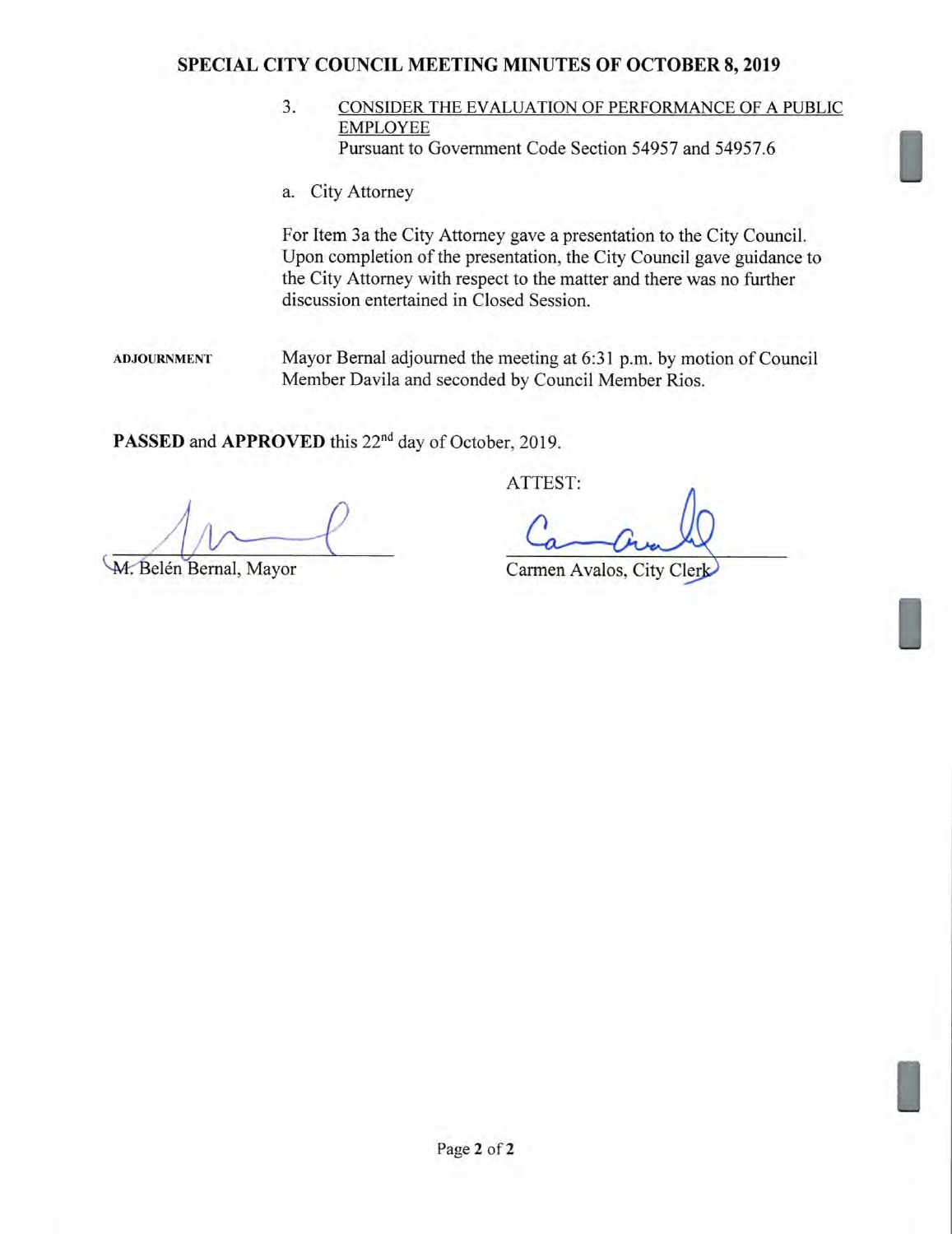## SPECIAL CITY COUNCIL MEETING MINUTES OF OCTOBER 8, 2019

3. CONSIDER THE EVALUATION OF PERFORMANCE OF A PUBLIC EMPLOYEE
   Pursuant to Government Code Section 54957 and 54957.6

   a. City Attorney

   For Item 3a the City Attorney gave a presentation to the City Council. Upon completion of the presentation, the City Council gave guidance to the City Attorney with respect to the matter and there was no further discussion entertained in Closed Session.

**ADJOURNMENT** Mayor Bernal adjourned the meeting at 6:31 p.m. by motion of Council Member Davila and seconded by Council Member Rios.

**PASSED** and **APPROVED** this 22nd day of October, 2019.

M. Belén Bernal, Mayor

ATTEST:

Carmen Avalos, City Clerk